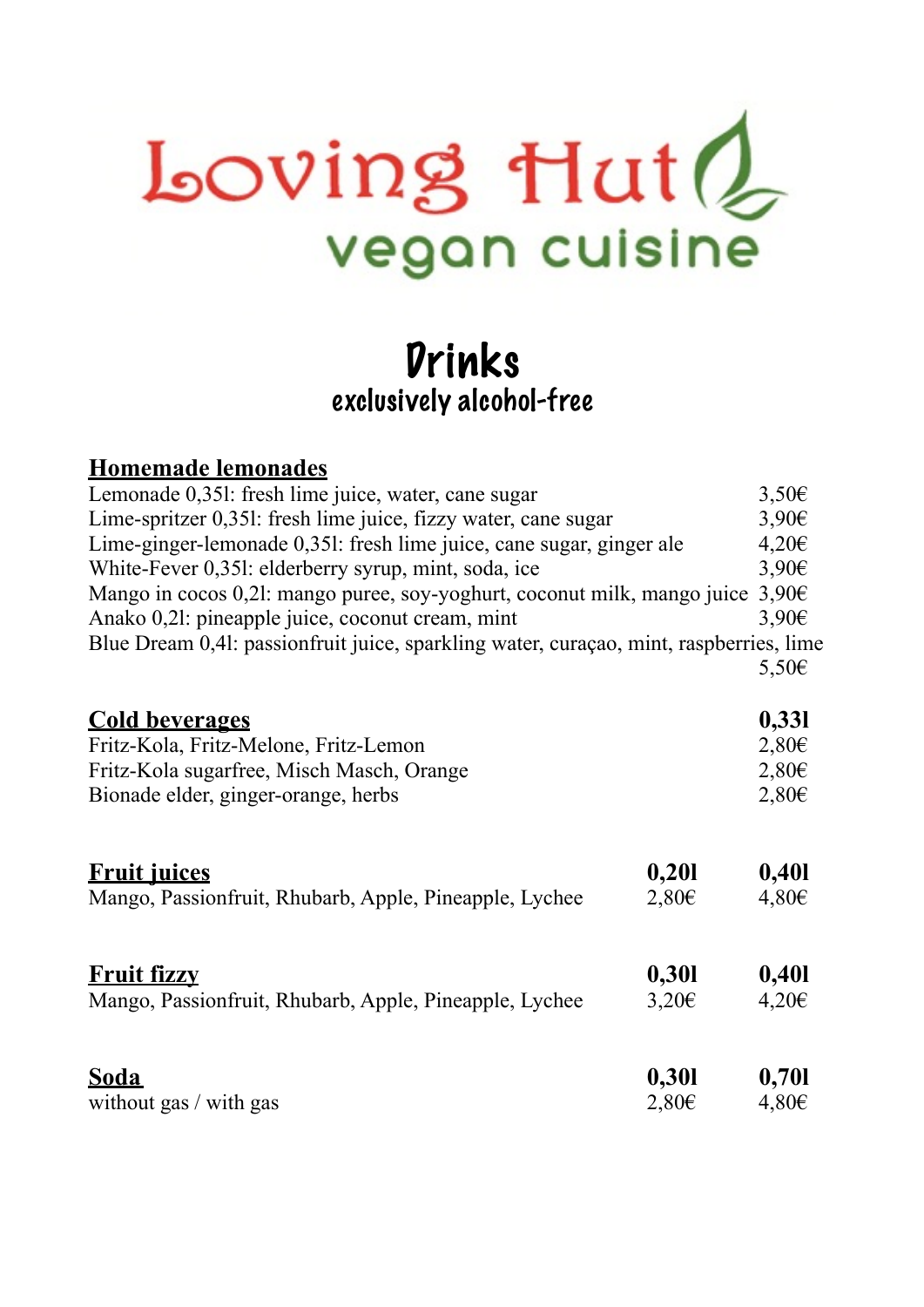# Loving Hut

vegan cuisine

## Drinks

### exclusively alcohol-free

### Homemade lemonades

| | |
|---|---|
| Lemonade 0,35l: fresh lime juice, water, cane sugar | 3,50€ |
| Lime-spritzer 0,35l: fresh lime juice, fizzy water, cane sugar | 3,90€ |
| Lime-ginger-lemonade 0,35l: fresh lime juice, cane sugar, ginger ale | 4,20€ |
| White-Fever 0,35l: elderberry syrup, mint, soda, ice | 3,90€ |
| Mango in cocos 0,2l: mango puree, soy-yoghurt, coconut milk, mango juice | 3,90€ |
| Anako 0,2l: pineapple juice, coconut cream, mint | 3,90€ |
| Blue Dream 0,4l: passionfruit juice, sparkling water, curaçao, mint, raspberries, lime | 5,50€ |

### Cold beverages

| | **0,33l** |
|---|---|
| Fritz-Kola, Fritz-Melone, Fritz-Lemon | 2,80€ |
| Fritz-Kola sugarfree, Misch Masch, Orange | 2,80€ |
| Bionade elder, ginger-orange, herbs | 2,80€ |

### Fruit juices

| | **0,20l** | **0,40l** |
|---|---|---|
| Mango, Passionfruit, Rhubarb, Apple, Pineapple, Lychee | 2,80€ | 4,80€ |

### Fruit fizzy

| | **0,30l** | **0,40l** |
|---|---|---|
| Mango, Passionfruit, Rhubarb, Apple, Pineapple, Lychee | 3,20€ | 4,20€ |

### Soda

| | **0,30l** | **0,70l** |
|---|---|---|
| without gas / with gas | 2,80€ | 4,80€ |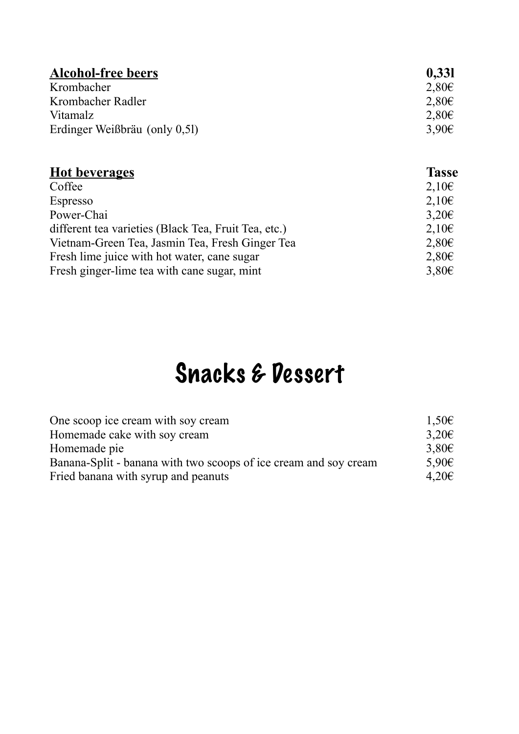| **Alcohol-free beers** | **0,33l** |
| --- | --- |
| Krombacher | 2,80€ |
| Krombacher Radler | 2,80€ |
| Vitamalz | 2,80€ |
| Erdinger Weißbräu (only 0,5l) | 3,90€ |

| **Hot beverages** | **Tasse** |
| --- | --- |
| Coffee | 2,10€ |
| Espresso | 2,10€ |
| Power-Chai | 3,20€ |
| different tea varieties (Black Tea, Fruit Tea, etc.) | 2,10€ |
| Vietnam-Green Tea, Jasmin Tea, Fresh Ginger Tea | 2,80€ |
| Fresh lime juice with hot water, cane sugar | 2,80€ |
| Fresh ginger-lime tea with cane sugar, mint | 3,80€ |

# Snacks & Dessert

| | |
| --- | --- |
| One scoop ice cream with soy cream | 1,50€ |
| Homemade cake with soy cream | 3,20€ |
| Homemade pie | 3,80€ |
| Banana-Split - banana with two scoops of ice cream and soy cream | 5,90€ |
| Fried banana with syrup and peanuts | 4,20€ |